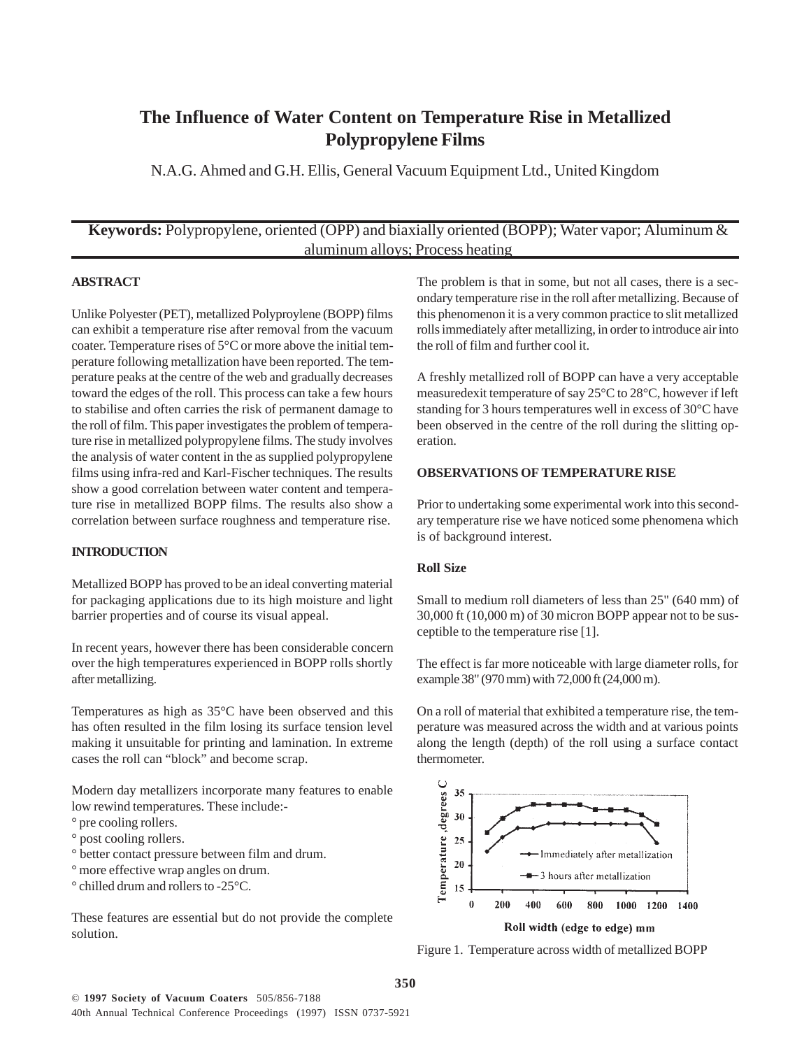# The Influence of Water Content on Temperature Rise in Metallized Polypropylene Films

N.A.G. Ahmed and G.H. Ellis, General Vacuum Equipment Ltd., United Kingdom

**Keywords:** Polypropylene, oriented (OPP) and biaxially oriented (BOPP); Water vapor; Aluminum & aluminum alloys; Process heating

## ABSTRACT

Unlike Polyester (PET), metallized Polyproylene (BOPP) films can exhibit a temperature rise after removal from the vacuum coater. Temperature rises of 5°C or more above the initial temperature following metallization have been reported. The temperature peaks at the centre of the web and gradually decreases toward the edges of the roll. This process can take a few hours to stabilise and often carries the risk of permanent damage to the roll of film. This paper investigates the problem of temperature rise in metallized polypropylene films. The study involves the analysis of water content in the as supplied polypropylene films using infra-red and Karl-Fischer techniques. The results show a good correlation between water content and temperature rise in metallized BOPP films. The results also show a correlation between surface roughness and temperature rise.

## INTRODUCTION

Metallized BOPP has proved to be an ideal converting material for packaging applications due to its high moisture and light barrier properties and of course its visual appeal.

In recent years, however there has been considerable concern over the high temperatures experienced in BOPP rolls shortly after metallizing.

Temperatures as high as 35°C have been observed and this has often resulted in the film losing its surface tension level making it unsuitable for printing and lamination. In extreme cases the roll can "block" and become scrap.

Modern day metallizers incorporate many features to enable low rewind temperatures. These include:-

- pre cooling rollers.
- post cooling rollers.
- better contact pressure between film and drum.
- more effective wrap angles on drum.
- chilled drum and rollers to -25°C.

These features are essential but do not provide the complete solution.

The problem is that in some, but not all cases, there is a secondary temperature rise in the roll after metallizing. Because of this phenomenon it is a very common practice to slit metallized rolls immediately after metallizing, in order to introduce air into the roll of film and further cool it.

A freshly metallized roll of BOPP can have a very acceptable measuredexit temperature of say 25°C to 28°C, however if left standing for 3 hours temperatures well in excess of 30°C have been observed in the centre of the roll during the slitting operation.

## OBSERVATIONS OF TEMPERATURE RISE

Prior to undertaking some experimental work into this secondary temperature rise we have noticed some phenomena which is of background interest.

### Roll Size

Small to medium roll diameters of less than 25" (640 mm) of 30,000 ft (10,000 m) of 30 micron BOPP appear not to be susceptible to the temperature rise [1].

The effect is far more noticeable with large diameter rolls, for example 38" (970 mm) with 72,000 ft (24,000 m).

On a roll of material that exhibited a temperature rise, the temperature was measured across the width and at various points along the length (depth) of the roll using a surface contact thermometer.

Figure 1. Temperature across width of metallized BOPP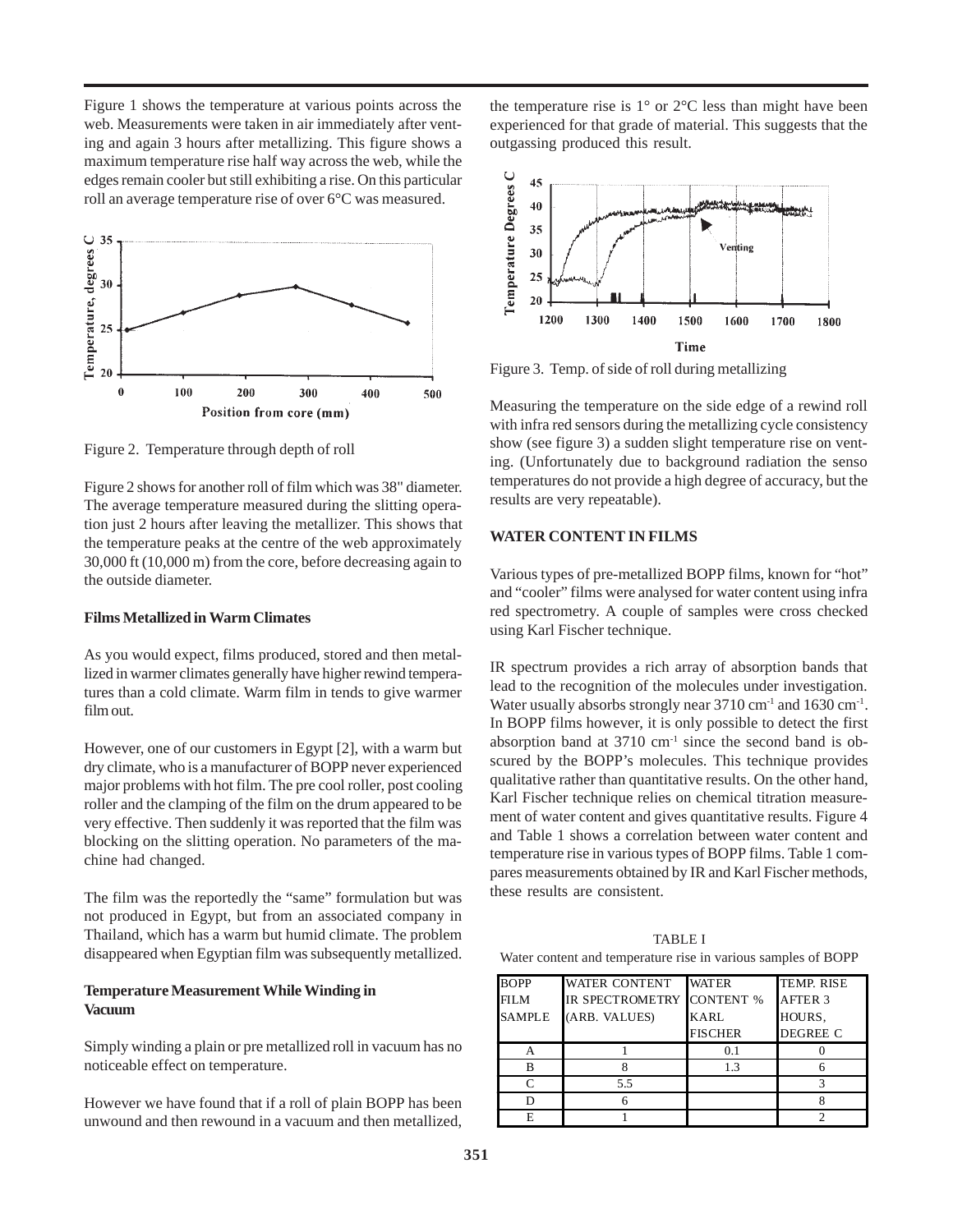Figure 1 shows the temperature at various points across the web. Measurements were taken in air immediately after venting and again 3 hours after metallizing. This figure shows a maximum temperature rise half way across the web, while the edges remain cooler but still exhibiting a rise. On this particular roll an average temperature rise of over 6°C was measured.

Figure 2. Temperature through depth of roll

Figure 2 shows for another roll of film which was 38" diameter. The average temperature measured during the slitting operation just 2 hours after leaving the metallizer. This shows that the temperature peaks at the centre of the web approximately 30,000 ft (10,000 m) from the core, before decreasing again to the outside diameter.

**Films Metallized in Warm Climates**

As you would expect, films produced, stored and then metallized in warmer climates generally have higher rewind temperatures than a cold climate. Warm film in tends to give warmer film out.

However, one of our customers in Egypt [2], with a warm but dry climate, who is a manufacturer of BOPP never experienced major problems with hot film. The pre cool roller, post cooling roller and the clamping of the film on the drum appeared to be very effective. Then suddenly it was reported that the film was blocking on the slitting operation. No parameters of the machine had changed.

The film was the reportedly the "same" formulation but was not produced in Egypt, but from an associated company in Thailand, which has a warm but humid climate. The problem disappeared when Egyptian film was subsequently metallized.

**Temperature Measurement While Winding in Vacuum**

Simply winding a plain or pre metallized roll in vacuum has no noticeable effect on temperature.

However we have found that if a roll of plain BOPP has been unwound and then rewound in a vacuum and then metallized, the temperature rise is 1° or 2°C less than might have been experienced for that grade of material. This suggests that the outgassing produced this result.

Figure 3. Temp. of side of roll during metallizing

Measuring the temperature on the side edge of a rewind roll with infra red sensors during the metallizing cycle consistency show (see figure 3) a sudden slight temperature rise on venting. (Unfortunately due to background radiation the senso temperatures do not provide a high degree of accuracy, but the results are very repeatable).

**WATER CONTENT IN FILMS**

Various types of pre-metallized BOPP films, known for "hot" and "cooler" films were analysed for water content using infra red spectrometry. A couple of samples were cross checked using Karl Fischer technique.

IR spectrum provides a rich array of absorption bands that lead to the recognition of the molecules under investigation. Water usually absorbs strongly near 3710 $cm^{-1}$ and 1630 $cm^{-1}$. In BOPP films however, it is only possible to detect the first absorption band at 3710 $cm^{-1}$ since the second band is obscured by the BOPP's molecules. This technique provides qualitative rather than quantitative results. On the other hand, Karl Fischer technique relies on chemical titration measurement of water content and gives quantitative results. Figure 4 and Table 1 shows a correlation between water content and temperature rise in various types of BOPP films. Table 1 compares measurements obtained by IR and Karl Fischer methods, these results are consistent.

TABLE I

Water content and temperature rise in various samples of BOPP

| BOPP FILM SAMPLE | WATER CONTENT IR SPECTROMETRY (ARB. VALUES) | WATER CONTENT % KARL FISCHER | TEMP. RISE AFTER 3 HOURS, DEGREE C |
|---|---|---|---|
| A | 1 | 0.1 | 0 |
| B | 8 | 1.3 | 6 |
| C | 5.5 | | 3 |
| D | 6 | | 8 |
| E | 1 | | 2 |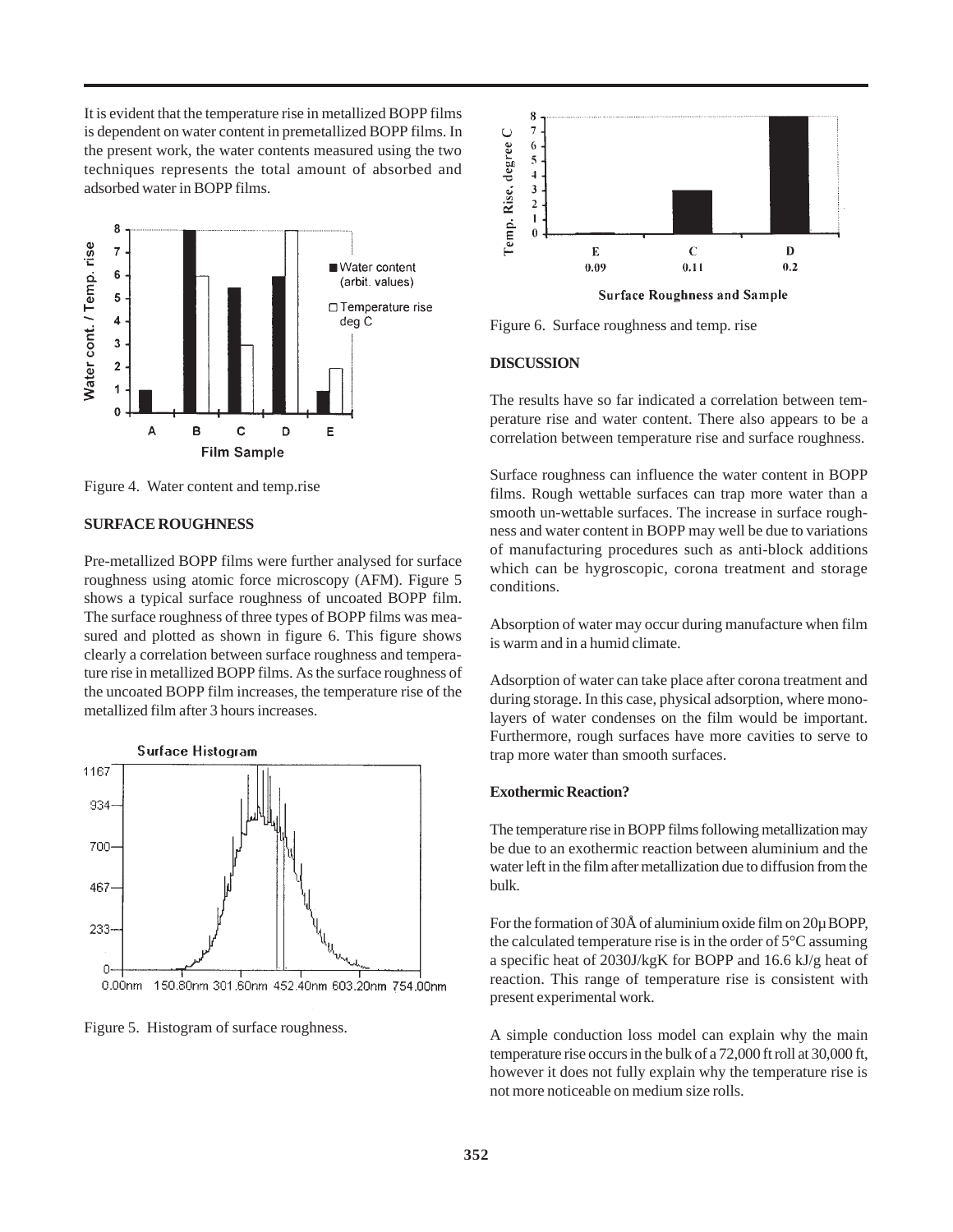It is evident that the temperature rise in metallized BOPP films is dependent on water content in premetallized BOPP films. In the present work, the water contents measured using the two techniques represents the total amount of absorbed and adsorbed water in BOPP films.

Figure 4. Water content and temp.rise

**SURFACE ROUGHNESS**

Pre-metallized BOPP films were further analysed for surface roughness using atomic force microscopy (AFM). Figure 5 shows a typical surface roughness of uncoated BOPP film. The surface roughness of three types of BOPP films was measured and plotted as shown in figure 6. This figure shows clearly a correlation between surface roughness and temperature rise in metallized BOPP films. As the surface roughness of the uncoated BOPP film increases, the temperature rise of the metallized film after 3 hours increases.

Figure 5. Histogram of surface roughness.

Figure 6. Surface roughness and temp. rise

**DISCUSSION**

The results have so far indicated a correlation between temperature rise and water content. There also appears to be a correlation between temperature rise and surface roughness.

Surface roughness can influence the water content in BOPP films. Rough wettable surfaces can trap more water than a smooth un-wettable surfaces. The increase in surface roughness and water content in BOPP may well be due to variations of manufacturing procedures such as anti-block additions which can be hygroscopic, corona treatment and storage conditions.

Absorption of water may occur during manufacture when film is warm and in a humid climate.

Adsorption of water can take place after corona treatment and during storage. In this case, physical adsorption, where monolayers of water condenses on the film would be important. Furthermore, rough surfaces have more cavities to serve to trap more water than smooth surfaces.

**Exothermic Reaction?**

The temperature rise in BOPP films following metallization may be due to an exothermic reaction between aluminium and the water left in the film after metallization due to diffusion from the bulk.

For the formation of 30Å of aluminium oxide film on 20μ BOPP, the calculated temperature rise is in the order of 5°C assuming a specific heat of 2030J/kgK for BOPP and 16.6 kJ/g heat of reaction. This range of temperature rise is consistent with present experimental work.

A simple conduction loss model can explain why the main temperature rise occurs in the bulk of a 72,000 ft roll at 30,000 ft, however it does not fully explain why the temperature rise is not more noticeable on medium size rolls.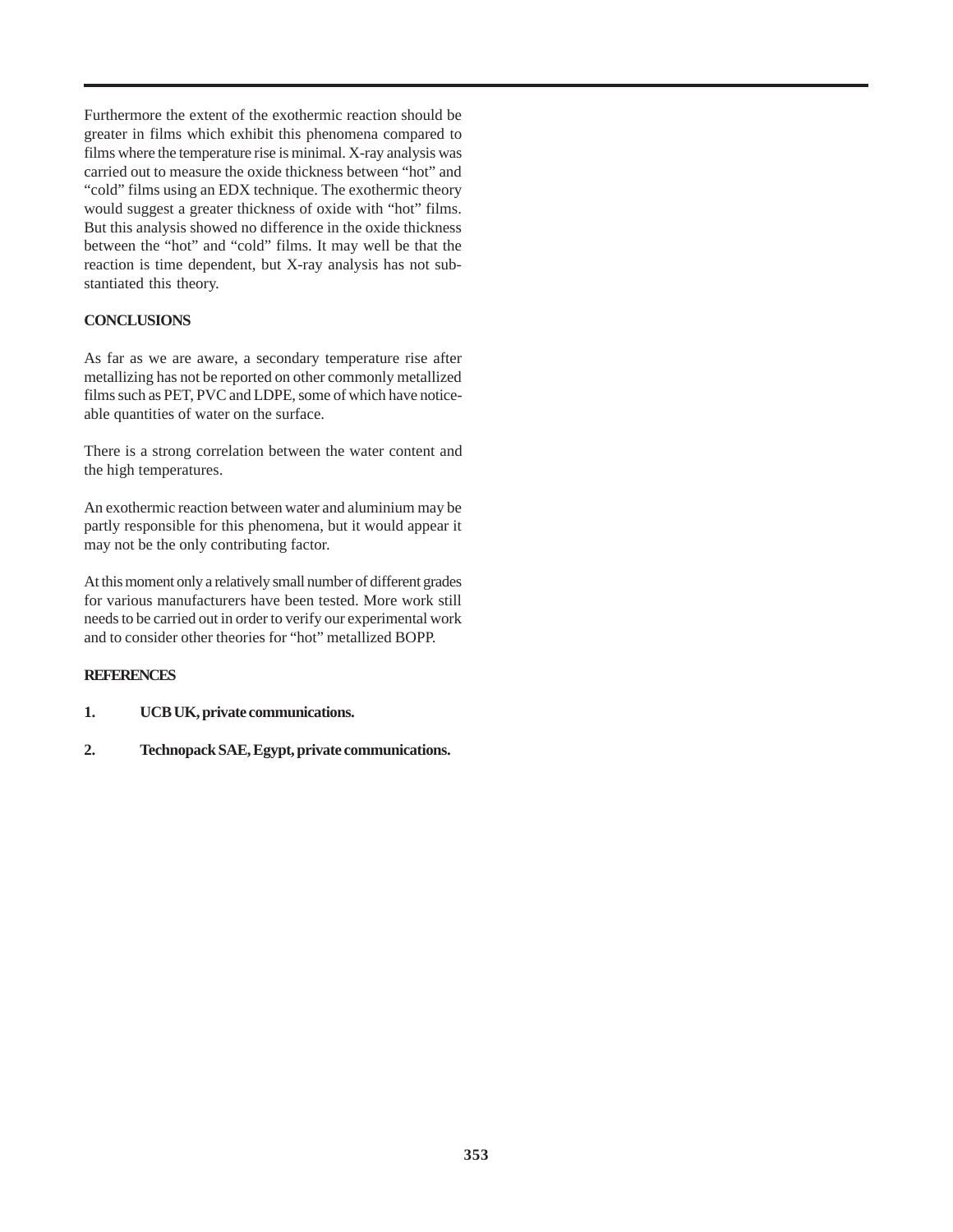Furthermore the extent of the exothermic reaction should be greater in films which exhibit this phenomena compared to films where the temperature rise is minimal. X-ray analysis was carried out to measure the oxide thickness between "hot" and "cold" films using an EDX technique. The exothermic theory would suggest a greater thickness of oxide with "hot" films. But this analysis showed no difference in the oxide thickness between the "hot" and "cold" films. It may well be that the reaction is time dependent, but X-ray analysis has not substantiated this theory.

## CONCLUSIONS

As far as we are aware, a secondary temperature rise after metallizing has not be reported on other commonly metallized films such as PET, PVC and LDPE, some of which have noticeable quantities of water on the surface.

There is a strong correlation between the water content and the high temperatures.

An exothermic reaction between water and aluminium may be partly responsible for this phenomena, but it would appear it may not be the only contributing factor.

At this moment only a relatively small number of different grades for various manufacturers have been tested. More work still needs to be carried out in order to verify our experimental work and to consider other theories for "hot" metallized BOPP.

## REFERENCES

1. **UCB UK, private communications.**
2. **Technopack SAE, Egypt, private communications.**